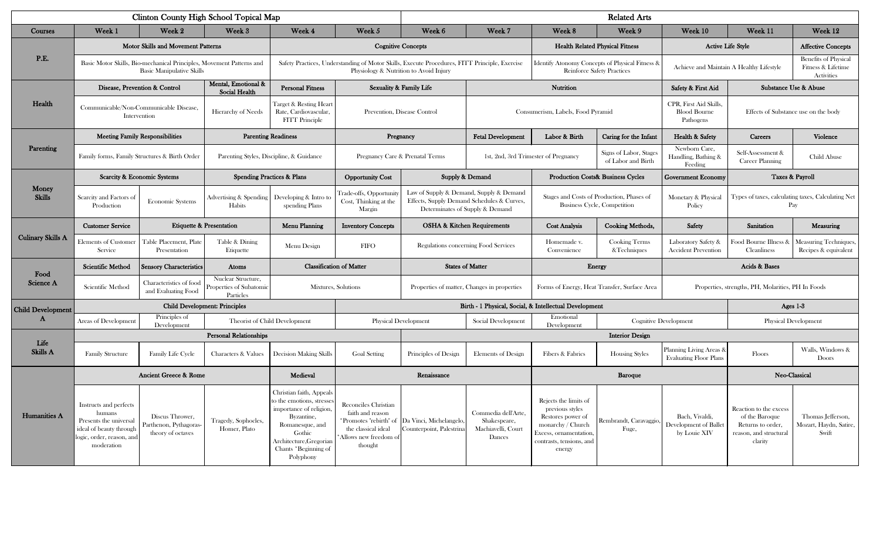| Clinton County High School Topical Map | | | | | | Related Arts | | | | | | |
|---|---|---|---|---|---|---|---|---|---|---|---|---|
| Courses | Week 1 | Week 2 | Week 3 | Week 4 | Week 5 | Week 6 | Week 7 | Week 8 | Week 9 | Week 10 | Week 11 | Week 12 |
| P.E. | Motor Skills and Movement Patterns | | | Cognitive Concepts | | | | Health Related Physical Fitness | | Active Life Style | | Affective Concepts |
| | Basic Motor Skills, Bio-mechanical Principles, Movement Patterns and Basic Manipulative Skills | | | Safety Practices, Understanding of Motor Skills, Execute Procedures, FITT Principle, Exercise Physiology & Nutrition to Avoid Injury | | | | Identify Atonomy Concepts of Physical Fitness & Reinforce Safety Practices | | Achieve and Maintain A Healthy Lifestyle | | Benefits of Physical Fitness & Lifetime Activities |
| Health | Disease, Prevention & Control | | Mental, Emotional & Social Health | Personal Fitness | Sexuality & Family Life | | Nutrition | | | Safety & First Aid | Substance Use & Abuse | |
| | Communicable/Non-Communicable Disease, Intervention | | Hierarchy of Needs | Target & Resting Heart Rate, Cardiovascular, FITT Principle | Prevention, Disease Control | | Consumerism, Labels, Food Pyramid | | | CPR, First Aid Skills, Blood Bourne Pathogens | Effects of Substance use on the body | |
| Parenting | Meeting Family Responsibilities | | Parenting Readiness | | Pregnancy | | Fetal Development | Labor & Birth | Caring for the Infant | Health & Safety | Careers | Violence |
| | Family forms, Family Structures & Birth Order | | Parenting Styles, Discipline, & Guidance | | Pregnancy Care & Prenatal Terms | | 1st, 2nd, 3rd Trimester of Pregnancy | | Signs of Labor, Stages of Labor and Birth | Newborn Care, Handling, Bathing & Feeding | Self-Assessment & Career Planning | Child Abuse |
| Money Skills | Scarcity & Economic Systems | | Spending Practices & Plans | | Opportunity Cost | Supply & Demand | | Production Costs& Business Cycles | | Government Economy | Taxes & Payroll | |
| | Scarcity and Factors of Production | Economic Systems | Advertising & Spending Habits | Developing & Intro to spending Plans | Trade-offs, Opportunity Cost, Thinking at the Margin | Law of Supply & Demand, Supply & Demand Effects, Supply Demand Schedules & Curves, Determinates of Supply & Demand | | Stages and Costs of Production, Phases of Business Cycle, Competition | | Monetary & Physical Policy | Types of taxes, calculating taxes, Calculating Net Pay | |
| Culinary Skills A | Customer Service | Etiquette & Presentation | | Menu Planning | Inventory Concepts | OSHA & Kitchen Requirements | | Cost Analysis | Cooking Methods, | Safety | Sanitation | Measuring |
| | Elements of Customer Service | Table Placement, Plate Presentation | Table & Dining Etiquette | Menu Design | FIFO | Regulations concerning Food Services | | Homemade v. Convenience | Cooking Terms &Techniques | Laboratory Safety & Accident Prevention | Food Bourne Illness & Cleanliness | Measuring Techniques, Recipes & equivalent |
| Food Science A | Scientific Method | Sensory Characteristics | Atoms | Classification of Matter | | States of Matter | | Energy | | Acids & Bases | | |
| | Scientific Method | Characteristics of food and Evaluating Food | Nuclear Structure, Properties of Subatomic Particles | Mixtures, Solutions | | Properties of matter, Changes in properties | | Forms of Energy, Heat Transfer, Surface Area | | Properties, strengths, PH, Molarities, PH In Foods | | |
| Child Development A | Child Development: Principles | | | | Birth - 1 Physical, Social, & Intellectual Development | | | | | | Ages 1-3 | |
| | Areas of Development | Principles of Development | Theorist of Child Development | | Physical Development | | Social Development | Emotional Development | Cognitive Development | | Physical Development | |
| Life Skills A | Personal Relationships | | | | | Interior Design | | | | | | |
| | Family Structure | Family Life Cycle | Characters & Values | Decision Making Skills | Goal Setting | Principles of Design | Elements of Design | Fibers & Fabrics | Housing Styles | Planning Living Areas & Evaluating Floor Plans | Floors | Walls, Windows & Doors |
| Humanities A | Ancient Greece & Rome | | | Medieval | Renaissance | | | Baroque | | | Neo-Classical | |
| | Instructs and perfects humans Presents the universal ideal of beauty through logic, order, reason, and moderation | Discus Thrower, Parthenon, Pythagoras-theory of octaves | Tragedy, Sophocles, Homer, Plato | Christian faith, Appeals to the emotions, stresses importance of religion, Byzantine, Romanesque, and Gothic Architecture,Gregorian Chants *Beginning of Polyphony | Reconciles Christian faith and reason *Promotes "rebirth" of the classical ideal *Allows new freedom of thought | Da Vinci, Michelangelo, Counterpoint, Palestrina | Commedia dell'Arte, Shakespeare, Machiavelli, Court Dances | Rejects the limits of previous styles Restores power of monarchy / Church Excess, ornamentation, contrasts, tensions, and energy | Rembrandt, Caravaggio, Fuge, | Bach, Vivaldi, Development of Ballet by Louie XIV | Reaction to the excess of the Baroque Returns to order, reason, and structural clarity | Thomas Jefferson, Mozart, Haydn, Satire, Swift |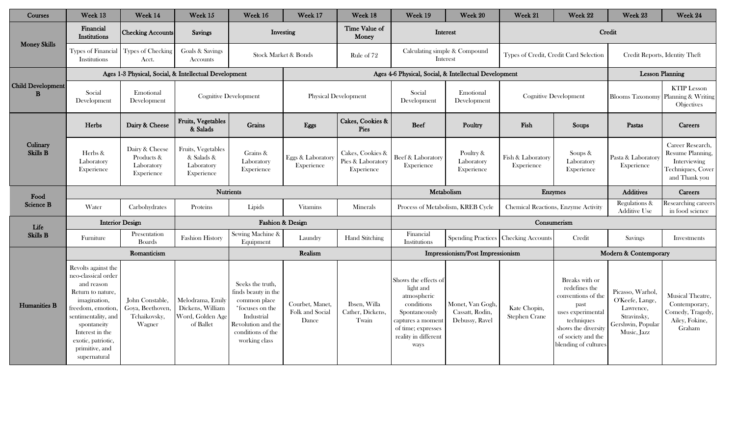| Courses | Week 13 | Week 14 | Week 15 | Week 16 | Week 17 | Week 18 | Week 19 | Week 20 | Week 21 | Week 22 | Week 23 | Week 24 |
|---|---|---|---|---|---|---|---|---|---|---|---|---|
| Money Skills | **Financial Institutions** | **Checking Accounts** | **Savings** | **Investing** | | **Time Value of Money** | **Interest** | | **Credit** | | | |
| | Types of Financial Institutions | Types of Checking Acct. | Goals & Savings Accounts | Stock Market & Bonds | | Rule of 72 | Calculating simple & Compound Interest | | Types of Credit, Credit Card Selection | | Credit Reports, Identity Theft | |
| Child Development B | **Ages 1-3 Physical, Social, & Intellectual Development** | | | | **Ages 4-6 Physical, Social, & Intellectual Development** | | | | | | **Lesson Planning** | |
| | Social Development | Emotional Development | Cognitive Development | | Physical Development | | Social Development | Emotional Development | Cognitive Development | | Blooms Taxonomy | KTIP Lesson Planning & Writing Objectives |
| Culinary Skills B | **Herbs** | **Dairy & Cheese** | **Fruits, Vegetables & Salads** | **Grains** | **Eggs** | **Cakes, Cookies & Pies** | **Beef** | **Poultry** | **Fish** | **Soups** | **Pastas** | **Careers** |
| | Herbs & Laboratory Experience | Dairy & Cheese Products & Laboratory Experience | Fruits, Vegetables & Salads & Laboratory Experience | Grains & Laboratory Experience | Eggs & Laboratory Experience | Cakes, Cookies & Pies & Laboratory Experience | Beef & Laboratory Experience | Poultry & Laboratory Experience | Fish & Laboratory Experience | Soups & Laboratory Experience | Pasta & Laboratory Experience | Career Research, Resume Planning, Interviewing Techniques, Cover and Thank you |
| Food Science B | **Nutrients** | | | | | | **Metabolism** | | **Enzymes** | | **Additives** | **Careers** |
| | Water | Carbohydrates | Proteins | Lipids | Vitamins | Minerals | Process of Metabolism, KREB Cycle | | Chemical Reactions, Enzyme Activity | | Regulations & Additive Use | Researching careers in food science |
| Life Skills B | **Interior Design** | | **Fashion & Design** | | | | **Consumerism** | | | | | |
| | Furniture | Presentation Boards | Fashion History | Sewing Machine & Equipment | Laundry | Hand Stitching | Financial Institutions | Spending Practices | Checking Accounts | Credit | Savings | Investments |
| Humanities B | **Romanticism** | | | **Realism** | | | **Impressionism/Post Impressionism** | | | **Modern & Contemporary** | | |
| | Revolts against the neo-classical order and reason Return to nature, imagination, freedom, emotion, sentimentality, and spontaneity Interest in the exotic, patriotic, primitive, and supernatural | John Constable, Goya, Beethoven, Tchaikovsky, Wagner | Melodrama, Emily Dickens, William Word, Golden Age of Ballet | Seeks the truth, finds beauty in the common place *focuses on the Industrial Revolution and the conditions of the working class | Courbet, Manet, Folk and Social Dance | Ibsen, Willa Cather, Dickens, Twain | Shows the effects of light and atmospheric conditions Spontaneously captures a moment of time; expresses reality in different ways | Monet, Van Gogh, Cassatt, Rodin, Debussy, Ravel | Kate Chopin, Stephen Crane | Breaks with or redefines the conventions of the past uses experimental techniques shows the diversity of society and the blending of cultures | Picasso, Warhol, O'Keefe, Lange, Lawrence, Stravinsky, Gershwin, Popular Music, Jazz | Musical Theatre, Contemporary, Comedy, Tragedy, Ailey, Fokine, Graham |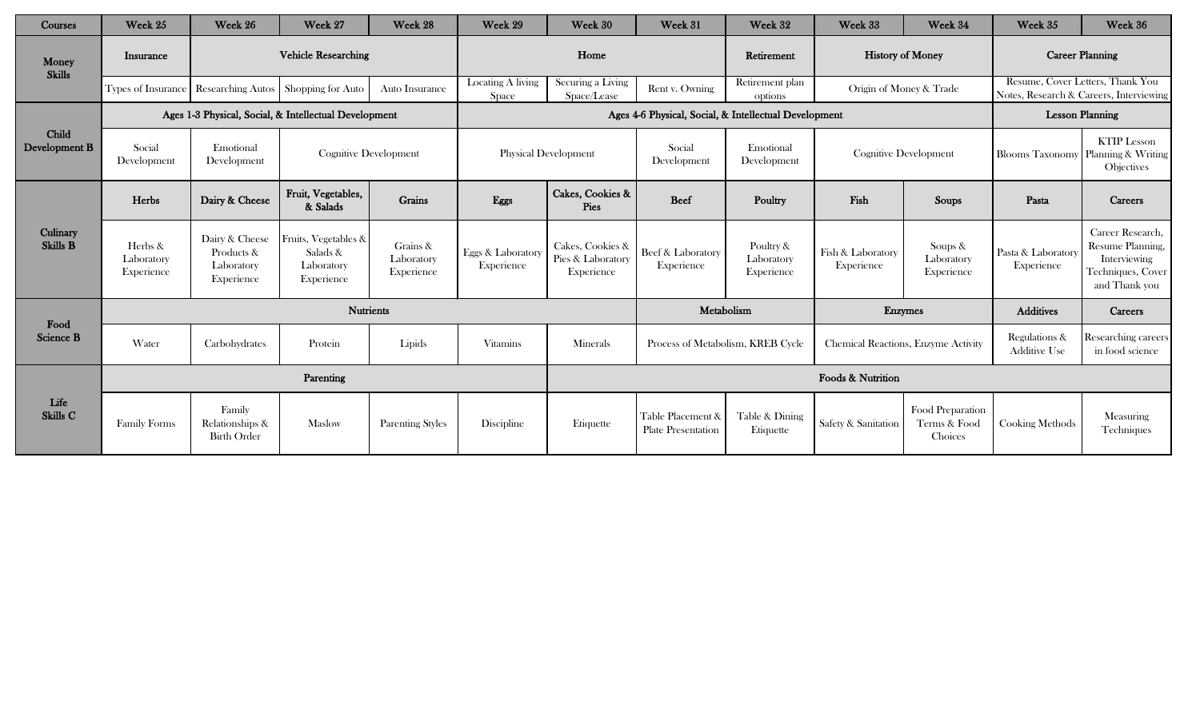| Courses | Week 25 | Week 26 | Week 27 | Week 28 | Week 29 | Week 30 | Week 31 | Week 32 | Week 33 | Week 34 | Week 35 | Week 36 |
|---|---|---|---|---|---|---|---|---|---|---|---|---|
| **Money Skills** | **Insurance** | **Vehicle Researching** | | | **Home** | | | **Retirement** | **History of Money** | | **Career Planning** | |
| | Types of Insurance | Researching Autos | Shopping for Auto | Auto Insurance | Locating A living Space | Securing a Living Space/Lease | Rent v. Owning | Retirement plan options | Origin of Money & Trade | | Resume, Cover Letters, Thank You Notes, Research & Careers, Interviewing | |
| **Child Development B** | **Ages 1-3 Physical, Social, & Intellectual Development** | | | | **Ages 4-6 Physical, Social, & Intellectual Development** | | | | | | **Lesson Planning** | |
| | Social Development | Emotional Development | Cognitive Development | | Physical Development | | Social Development | Emotional Development | Cognitive Development | | Blooms Taxonomy | KTIP Lesson Planning & Writing Objectives |
| **Culinary Skills B** | **Herbs** | **Dairy & Cheese** | **Fruit, Vegetables, & Salads** | **Grains** | **Eggs** | **Cakes, Cookies & Pies** | **Beef** | **Poultry** | **Fish** | **Soups** | **Pasta** | **Careers** |
| | Herbs & Laboratory Experience | Dairy & Cheese Products & Laboratory Experience | Fruits, Vegetables & Salads & Laboratory Experience | Grains & Laboratory Experience | Eggs & Laboratory Experience | Cakes, Cookies & Pies & Laboratory Experience | Beef & Laboratory Experience | Poultry & Laboratory Experience | Fish & Laboratory Experience | Soups & Laboratory Experience | Pasta & Laboratory Experience | Career Research, Resume Planning, Interviewing Techniques, Cover and Thank you |
| **Food Science B** | **Nutrients** | | | | | | **Metabolism** | | **Enzymes** | | **Additives** | **Careers** |
| | Water | Carbohydrates | Protein | Lipids | Vitamins | Minerals | Process of Metabolism, KREB Cycle | | Chemical Reactions, Enzyme Activity | | Regulations & Additive Use | Researching careers in food science |
| **Life Skills C** | **Parenting** | | | | | **Foods & Nutrition** | | | | | | |
| | Family Forms | Family Relationships & Birth Order | Maslow | Parenting Styles | Discipline | Etiquette | Table Placement & Plate Presentation | Table & Dining Etiquette | Safety & Sanitation | Food Preparation Terms & Food Choices | Cooking Methods | Measuring Techniques |